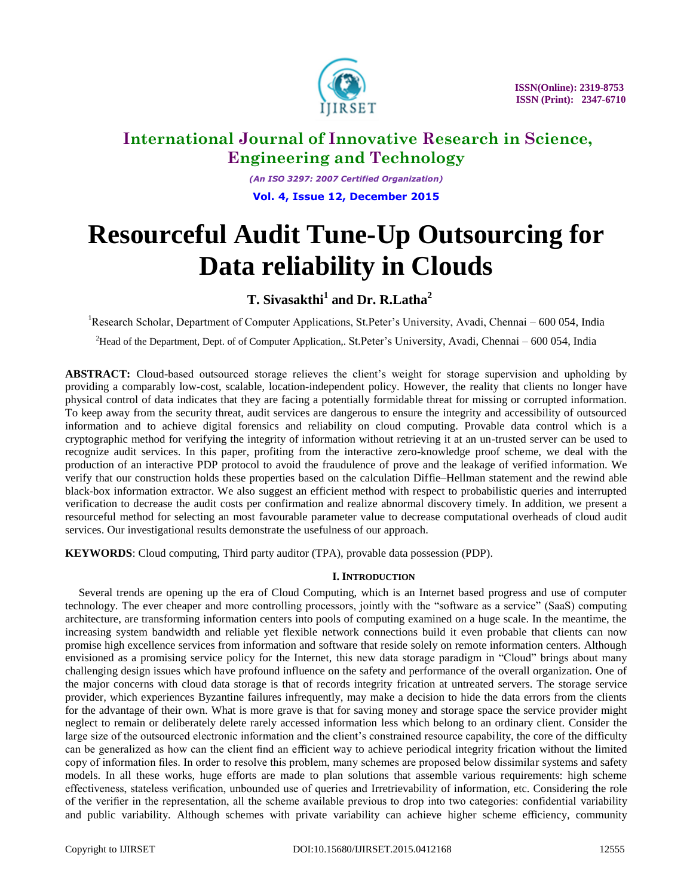# Resourceful Audit Tune-Up Outsourcing for Data reliability in Clouds

**T. Sivasakthi[1] and Dr. R.Latha[2]**

[1]Research Scholar, Department of Computer Applications, St.Peter's University, Avadi, Chennai – 600 054, India

[2]Head of the Department, Dept. of of Computer Application,. St.Peter's University, Avadi, Chennai – 600 054, India

**ABSTRACT:** Cloud-based outsourced storage relieves the client's weight for storage supervision and upholding by providing a comparably low-cost, scalable, location-independent policy. However, the reality that clients no longer have physical control of data indicates that they are facing a potentially formidable threat for missing or corrupted information. To keep away from the security threat, audit services are dangerous to ensure the integrity and accessibility of outsourced information and to achieve digital forensics and reliability on cloud computing. Provable data control which is a cryptographic method for verifying the integrity of information without retrieving it at an un-trusted server can be used to recognize audit services. In this paper, profiting from the interactive zero-knowledge proof scheme, we deal with the production of an interactive PDP protocol to avoid the fraudulence of prove and the leakage of verified information. We verify that our construction holds these properties based on the calculation Diffie–Hellman statement and the rewind able black-box information extractor. We also suggest an efficient method with respect to probabilistic queries and interrupted verification to decrease the audit costs per confirmation and realize abnormal discovery timely. In addition, we present a resourceful method for selecting an most favourable parameter value to decrease computational overheads of cloud audit services. Our investigational results demonstrate the usefulness of our approach.

**KEYWORDS**: Cloud computing, Third party auditor (TPA), provable data possession (PDP).

## I. INTRODUCTION

Several trends are opening up the era of Cloud Computing, which is an Internet based progress and use of computer technology. The ever cheaper and more controlling processors, jointly with the "software as a service" (SaaS) computing architecture, are transforming information centers into pools of computing examined on a huge scale. In the meantime, the increasing system bandwidth and reliable yet flexible network connections build it even probable that clients can now promise high excellence services from information and software that reside solely on remote information centers. Although envisioned as a promising service policy for the Internet, this new data storage paradigm in "Cloud" brings about many challenging design issues which have profound influence on the safety and performance of the overall organization. One of the major concerns with cloud data storage is that of records integrity frication at untreated servers. The storage service provider, which experiences Byzantine failures infrequently, may make a decision to hide the data errors from the clients for the advantage of their own. What is more grave is that for saving money and storage space the service provider might neglect to remain or deliberately delete rarely accessed information less which belong to an ordinary client. Consider the large size of the outsourced electronic information and the client's constrained resource capability, the core of the difficulty can be generalized as how can the client find an efficient way to achieve periodical integrity frication without the limited copy of information files. In order to resolve this problem, many schemes are proposed below dissimilar systems and safety models. In all these works, huge efforts are made to plan solutions that assemble various requirements: high scheme effectiveness, stateless verification, unbounded use of queries and Irretrievability of information, etc. Considering the role of the verifier in the representation, all the scheme available previous to drop into two categories: confidential variability and public variability. Although schemes with private variability can achieve higher scheme efficiency, community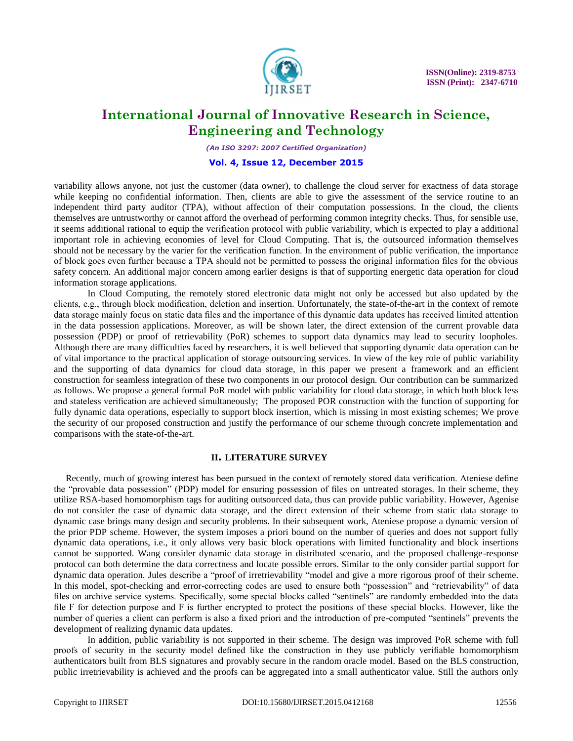variability allows anyone, not just the customer (data owner), to challenge the cloud server for exactness of data storage while keeping no confidential information. Then, clients are able to give the assessment of the service routine to an independent third party auditor (TPA), without affection of their computation possessions. In the cloud, the clients themselves are untrustworthy or cannot afford the overhead of performing common integrity checks. Thus, for sensible use, it seems additional rational to equip the verification protocol with public variability, which is expected to play a additional important role in achieving economies of level for Cloud Computing. That is, the outsourced information themselves should not be necessary by the varier for the verification function. In the environment of public verification, the importance of block goes even further because a TPA should not be permitted to possess the original information files for the obvious safety concern. An additional major concern among earlier designs is that of supporting energetic data operation for cloud information storage applications.

In Cloud Computing, the remotely stored electronic data might not only be accessed but also updated by the clients, e.g., through block modification, deletion and insertion. Unfortunately, the state-of-the-art in the context of remote data storage mainly focus on static data files and the importance of this dynamic data updates has received limited attention in the data possession applications. Moreover, as will be shown later, the direct extension of the current provable data possession (PDP) or proof of retrievability (PoR) schemes to support data dynamics may lead to security loopholes. Although there are many difficulties faced by researchers, it is well believed that supporting dynamic data operation can be of vital importance to the practical application of storage outsourcing services. In view of the key role of public variability and the supporting of data dynamics for cloud data storage, in this paper we present a framework and an efficient construction for seamless integration of these two components in our protocol design. Our contribution can be summarized as follows. We propose a general formal PoR model with public variability for cloud data storage, in which both block less and stateless verification are achieved simultaneously; The proposed POR construction with the function of supporting for fully dynamic data operations, especially to support block insertion, which is missing in most existing schemes; We prove the security of our proposed construction and justify the performance of our scheme through concrete implementation and comparisons with the state-of-the-art.

## II. LITERATURE SURVEY

Recently, much of growing interest has been pursued in the context of remotely stored data verification. Ateniese define the "provable data possession" (PDP) model for ensuring possession of files on untreated storages. In their scheme, they utilize RSA-based homomorphism tags for auditing outsourced data, thus can provide public variability. However, Agenise do not consider the case of dynamic data storage, and the direct extension of their scheme from static data storage to dynamic case brings many design and security problems. In their subsequent work, Ateniese propose a dynamic version of the prior PDP scheme. However, the system imposes a priori bound on the number of queries and does not support fully dynamic data operations, i.e., it only allows very basic block operations with limited functionality and block insertions cannot be supported. Wang consider dynamic data storage in distributed scenario, and the proposed challenge-response protocol can both determine the data correctness and locate possible errors. Similar to the only consider partial support for dynamic data operation. Jules describe a "proof of irretrievability "model and give a more rigorous proof of their scheme. In this model, spot-checking and error-correcting codes are used to ensure both "possession" and "retrievability" of data files on archive service systems. Specifically, some special blocks called "sentinels" are randomly embedded into the data file F for detection purpose and F is further encrypted to protect the positions of these special blocks. However, like the number of queries a client can perform is also a fixed priori and the introduction of pre-computed "sentinels" prevents the development of realizing dynamic data updates.

In addition, public variability is not supported in their scheme. The design was improved PoR scheme with full proofs of security in the security model defined like the construction in they use publicly verifiable homomorphism authenticators built from BLS signatures and provably secure in the random oracle model. Based on the BLS construction, public irretrievability is achieved and the proofs can be aggregated into a small authenticator value. Still the authors only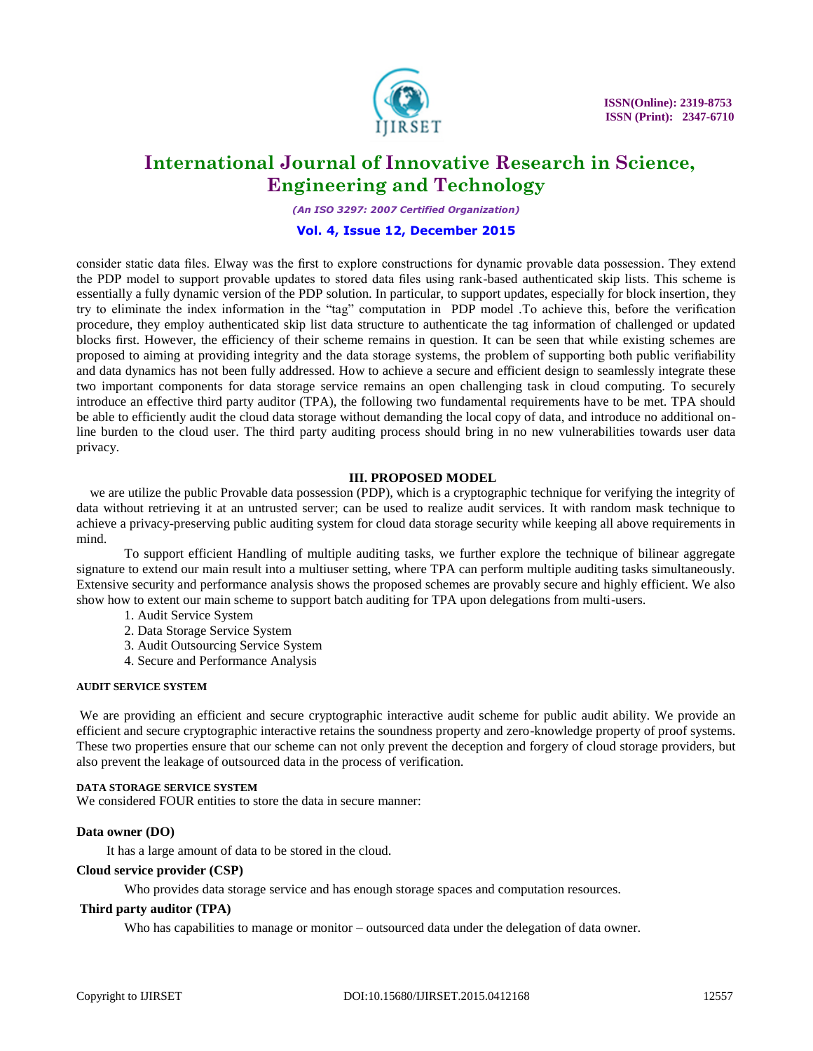consider static data files. Elway was the first to explore constructions for dynamic provable data possession. They extend the PDP model to support provable updates to stored data files using rank-based authenticated skip lists. This scheme is essentially a fully dynamic version of the PDP solution. In particular, to support updates, especially for block insertion, they try to eliminate the index information in the "tag" computation in PDP model .To achieve this, before the verification procedure, they employ authenticated skip list data structure to authenticate the tag information of challenged or updated blocks first. However, the efficiency of their scheme remains in question. It can be seen that while existing schemes are proposed to aiming at providing integrity and the data storage systems, the problem of supporting both public verifiability and data dynamics has not been fully addressed. How to achieve a secure and efficient design to seamlessly integrate these two important components for data storage service remains an open challenging task in cloud computing. To securely introduce an effective third party auditor (TPA), the following two fundamental requirements have to be met. TPA should be able to efficiently audit the cloud data storage without demanding the local copy of data, and introduce no additional on-line burden to the cloud user. The third party auditing process should bring in no new vulnerabilities towards user data privacy.

## III. PROPOSED MODEL

we are utilize the public Provable data possession (PDP), which is a cryptographic technique for verifying the integrity of data without retrieving it at an untrusted server; can be used to realize audit services. It with random mask technique to achieve a privacy-preserving public auditing system for cloud data storage security while keeping all above requirements in mind.

To support efficient Handling of multiple auditing tasks, we further explore the technique of bilinear aggregate signature to extend our main result into a multiuser setting, where TPA can perform multiple auditing tasks simultaneously. Extensive security and performance analysis shows the proposed schemes are provably secure and highly efficient. We also show how to extent our main scheme to support batch auditing for TPA upon delegations from multi-users.

1. Audit Service System
2. Data Storage Service System
3. Audit Outsourcing Service System
4. Secure and Performance Analysis

#### AUDIT SERVICE SYSTEM

We are providing an efficient and secure cryptographic interactive audit scheme for public audit ability. We provide an efficient and secure cryptographic interactive retains the soundness property and zero-knowledge property of proof systems. These two properties ensure that our scheme can not only prevent the deception and forgery of cloud storage providers, but also prevent the leakage of outsourced data in the process of verification.

#### DATA STORAGE SERVICE SYSTEM

We considered FOUR entities to store the data in secure manner:

**Data owner (DO)**

It has a large amount of data to be stored in the cloud.

**Cloud service provider (CSP)**

Who provides data storage service and has enough storage spaces and computation resources.

**Third party auditor (TPA)**

Who has capabilities to manage or monitor – outsourced data under the delegation of data owner.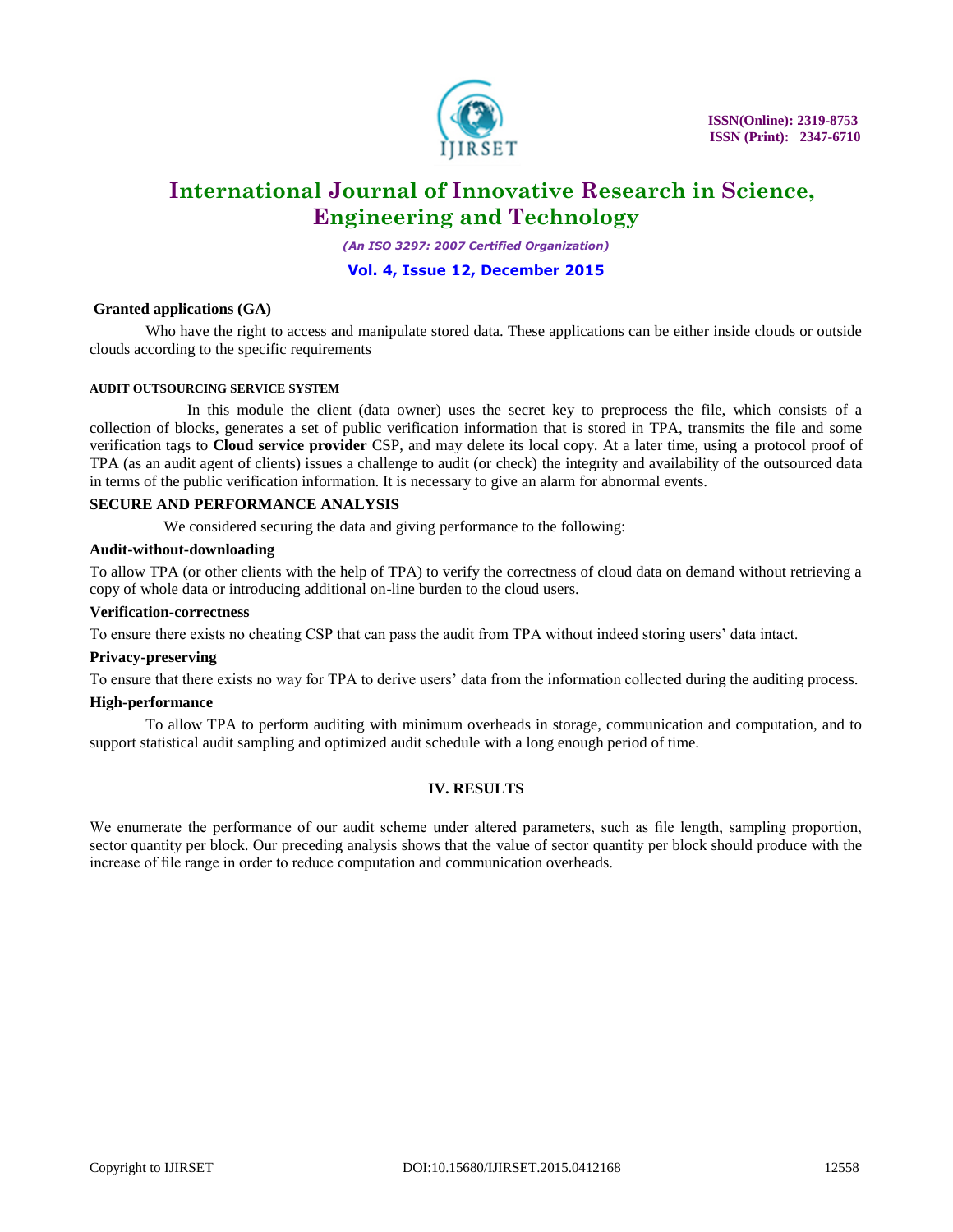**Granted applications (GA)**

Who have the right to access and manipulate stored data. These applications can be either inside clouds or outside clouds according to the specific requirements

#### AUDIT OUTSOURCING SERVICE SYSTEM

In this module the client (data owner) uses the secret key to preprocess the file, which consists of a collection of blocks, generates a set of public verification information that is stored in TPA, transmits the file and some verification tags to **Cloud service provider** CSP, and may delete its local copy. At a later time, using a protocol proof of TPA (as an audit agent of clients) issues a challenge to audit (or check) the integrity and availability of the outsourced data in terms of the public verification information. It is necessary to give an alarm for abnormal events.

### SECURE AND PERFORMANCE ANALYSIS

We considered securing the data and giving performance to the following:

**Audit-without-downloading**

To allow TPA (or other clients with the help of TPA) to verify the correctness of cloud data on demand without retrieving a copy of whole data or introducing additional on-line burden to the cloud users.

**Verification-correctness**

To ensure there exists no cheating CSP that can pass the audit from TPA without indeed storing users' data intact.

**Privacy-preserving**

To ensure that there exists no way for TPA to derive users' data from the information collected during the auditing process.

**High-performance**

To allow TPA to perform auditing with minimum overheads in storage, communication and computation, and to support statistical audit sampling and optimized audit schedule with a long enough period of time.

## IV. RESULTS

We enumerate the performance of our audit scheme under altered parameters, such as file length, sampling proportion, sector quantity per block. Our preceding analysis shows that the value of sector quantity per block should produce with the increase of file range in order to reduce computation and communication overheads.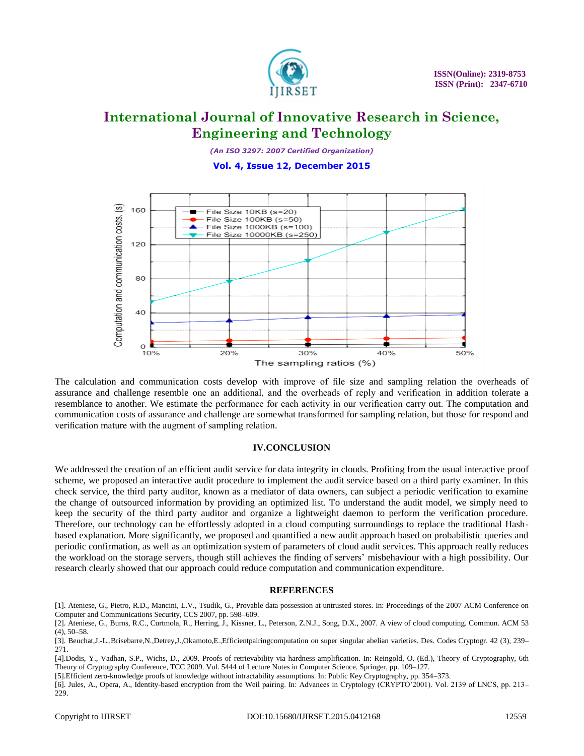The calculation and communication costs develop with improve of file size and sampling relation the overheads of assurance and challenge resemble one an additional, and the overheads of reply and verification in addition tolerate a resemblance to another. We estimate the performance for each activity in our verification carry out. The computation and communication costs of assurance and challenge are somewhat transformed for sampling relation, but those for respond and verification mature with the augment of sampling relation.

## IV.CONCLUSION

We addressed the creation of an efficient audit service for data integrity in clouds. Profiting from the usual interactive proof scheme, we proposed an interactive audit procedure to implement the audit service based on a third party examiner. In this check service, the third party auditor, known as a mediator of data owners, can subject a periodic verification to examine the change of outsourced information by providing an optimized list. To understand the audit model, we simply need to keep the security of the third party auditor and organize a lightweight daemon to perform the verification procedure. Therefore, our technology can be effortlessly adopted in a cloud computing surroundings to replace the traditional Hash-based explanation. More significantly, we proposed and quantified a new audit approach based on probabilistic queries and periodic confirmation, as well as an optimization system of parameters of cloud audit services. This approach really reduces the workload on the storage servers, though still achieves the finding of servers' misbehaviour with a high possibility. Our research clearly showed that our approach could reduce computation and communication expenditure.

## REFERENCES

[1]. Ateniese, G., Pietro, R.D., Mancini, L.V., Tsudik, G., Provable data possession at untrusted stores. In: Proceedings of the 2007 ACM Conference on Computer and Communications Security, CCS 2007, pp. 598–609.

[2]. Ateniese, G., Burns, R.C., Curtmola, R., Herring, J., Kissner, L., Peterson, Z.N.J., Song, D.X., 2007. A view of cloud computing. Commun. ACM 53 (4), 50–58.

[3]. Beuchat,J.-L.,Brisebarre,N.,Detrey,J.,Okamoto,E.,Efficientpairingcomputation on super singular abelian varieties. Des. Codes Cryptogr. 42 (3), 239–271.

[4].Dodis, Y., Vadhan, S.P., Wichs, D., 2009. Proofs of retrievability via hardness amplification. In: Reingold, O. (Ed.), Theory of Cryptography, 6th Theory of Cryptography Conference, TCC 2009. Vol. 5444 of Lecture Notes in Computer Science. Springer, pp. 109–127.

[5].Efficient zero-knowledge proofs of knowledge without intractability assumptions. In: Public Key Cryptography, pp. 354–373.

[6]. Jules, A., Opera, A., Identity-based encryption from the Weil pairing. In: Advances in Cryptology (CRYPTO'2001). Vol. 2139 of LNCS, pp. 213–229.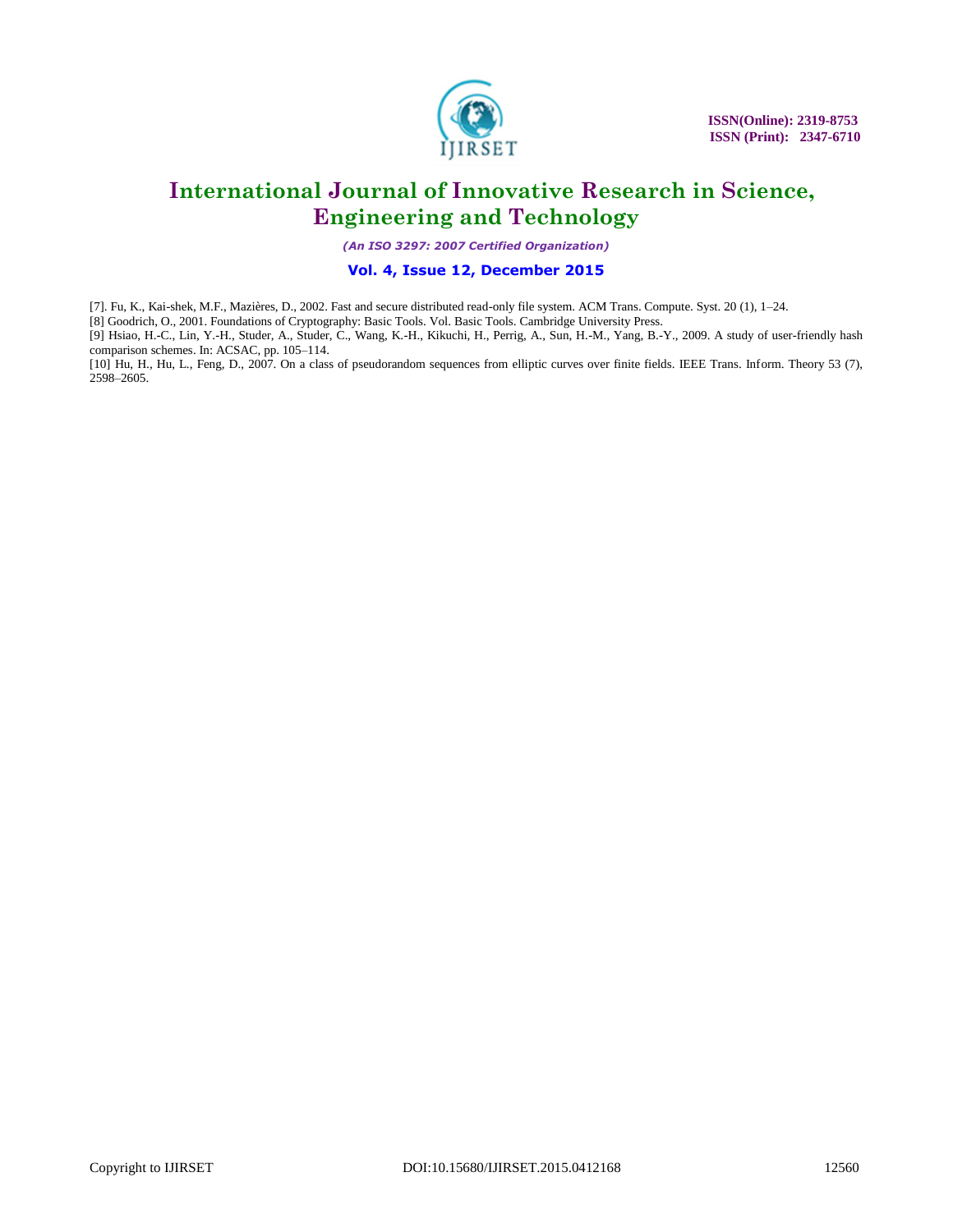[7]. Fu, K., Kai-shek, M.F., Mazières, D., 2002. Fast and secure distributed read-only file system. ACM Trans. Compute. Syst. 20 (1), 1–24.

[8] Goodrich, O., 2001. Foundations of Cryptography: Basic Tools. Vol. Basic Tools. Cambridge University Press.

[9] Hsiao, H.-C., Lin, Y.-H., Studer, A., Studer, C., Wang, K.-H., Kikuchi, H., Perrig, A., Sun, H.-M., Yang, B.-Y., 2009. A study of user-friendly hash comparison schemes. In: ACSAC, pp. 105–114.

[10] Hu, H., Hu, L., Feng, D., 2007. On a class of pseudorandom sequences from elliptic curves over finite fields. IEEE Trans. Inform. Theory 53 (7), 2598–2605.